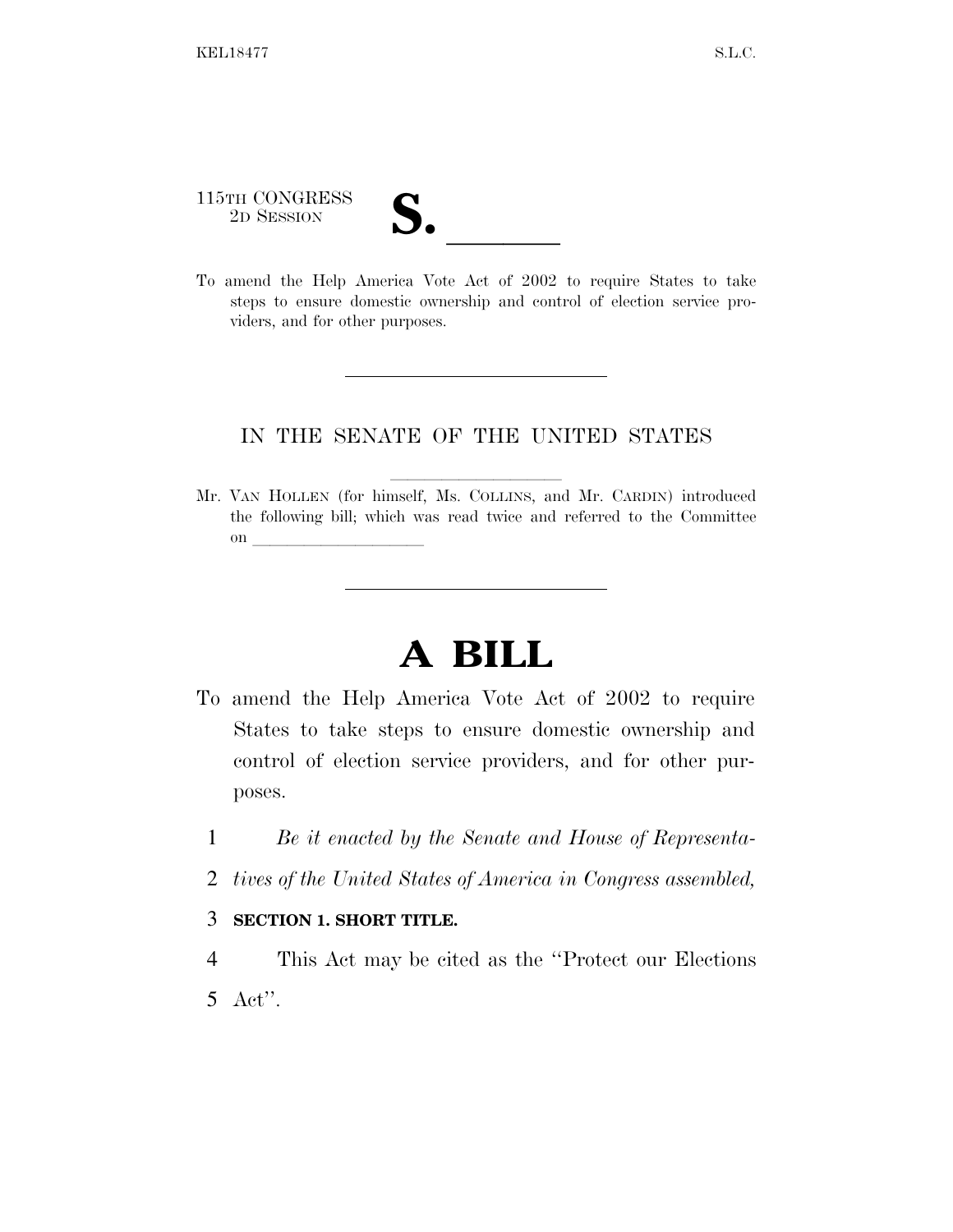115TH CONGRESS
2D SESSION

# S. ______

To amend the Help America Vote Act of 2002 to require States to take steps to ensure domestic ownership and control of election service providers, and for other purposes.

---

IN THE SENATE OF THE UNITED STATES

Mr. VAN HOLLEN (for himself, Ms. COLLINS, and Mr. CARDIN) introduced the following bill; which was read twice and referred to the Committee on ______________________

---

# A BILL

To amend the Help America Vote Act of 2002 to require States to take steps to ensure domestic ownership and control of election service providers, and for other purposes.

1 *Be it enacted by the Senate and House of Representa-*
2 *tives of the United States of America in Congress assembled,*

3 **SECTION 1. SHORT TITLE.**

4 This Act may be cited as the "Protect our Elections
5 Act".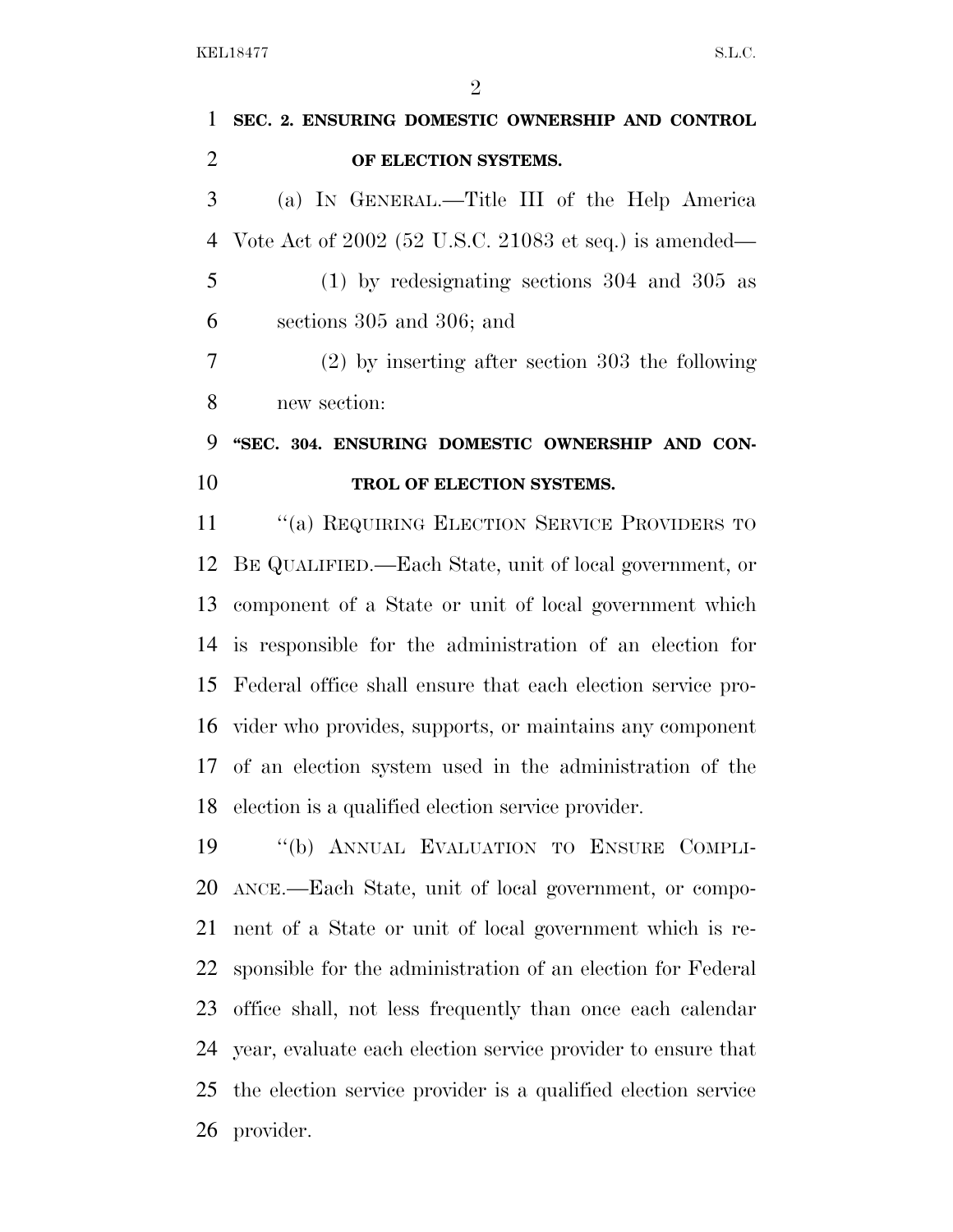**SEC. 2. ENSURING DOMESTIC OWNERSHIP AND CONTROL OF ELECTION SYSTEMS.**

(a) IN GENERAL.—Title III of the Help America Vote Act of 2002 (52 U.S.C. 21083 et seq.) is amended—

(1) by redesignating sections 304 and 305 as sections 305 and 306; and

(2) by inserting after section 303 the following new section:

**"SEC. 304. ENSURING DOMESTIC OWNERSHIP AND CONTROL OF ELECTION SYSTEMS.**

"(a) REQUIRING ELECTION SERVICE PROVIDERS TO BE QUALIFIED.—Each State, unit of local government, or component of a State or unit of local government which is responsible for the administration of an election for Federal office shall ensure that each election service provider who provides, supports, or maintains any component of an election system used in the administration of the election is a qualified election service provider.

"(b) ANNUAL EVALUATION TO ENSURE COMPLIANCE.—Each State, unit of local government, or component of a State or unit of local government which is responsible for the administration of an election for Federal office shall, not less frequently than once each calendar year, evaluate each election service provider to ensure that the election service provider is a qualified election service provider.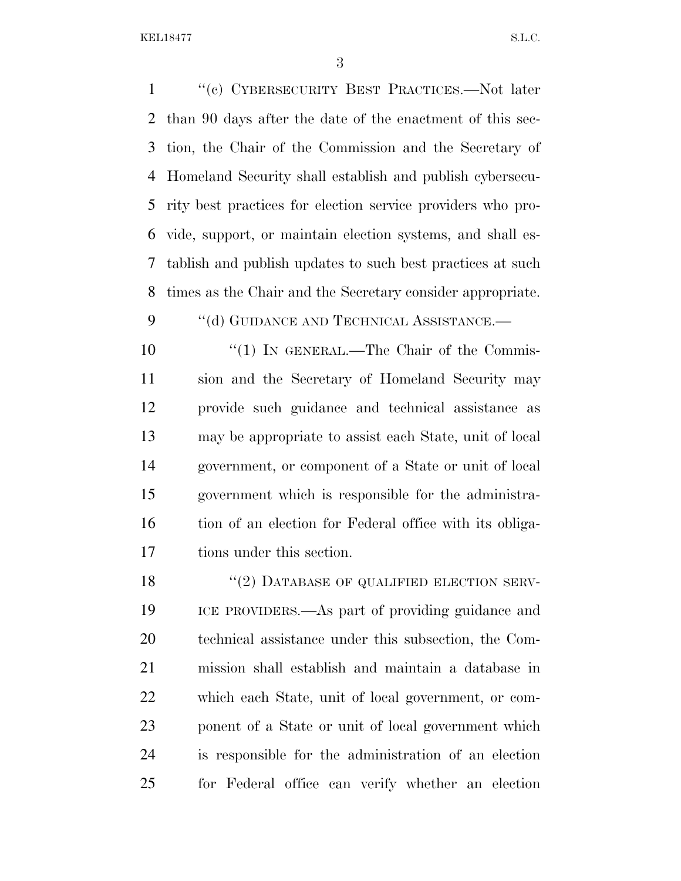"(c) CYBERSECURITY BEST PRACTICES.—Not later than 90 days after the date of the enactment of this section, the Chair of the Commission and the Secretary of Homeland Security shall establish and publish cybersecurity best practices for election service providers who provide, support, or maintain election systems, and shall establish and publish updates to such best practices at such times as the Chair and the Secretary consider appropriate.

"(d) GUIDANCE AND TECHNICAL ASSISTANCE.—

"(1) IN GENERAL.—The Chair of the Commission and the Secretary of Homeland Security may provide such guidance and technical assistance as may be appropriate to assist each State, unit of local government, or component of a State or unit of local government which is responsible for the administration of an election for Federal office with its obligations under this section.

"(2) DATABASE OF QUALIFIED ELECTION SERVICE PROVIDERS.—As part of providing guidance and technical assistance under this subsection, the Commission shall establish and maintain a database in which each State, unit of local government, or component of a State or unit of local government which is responsible for the administration of an election for Federal office can verify whether an election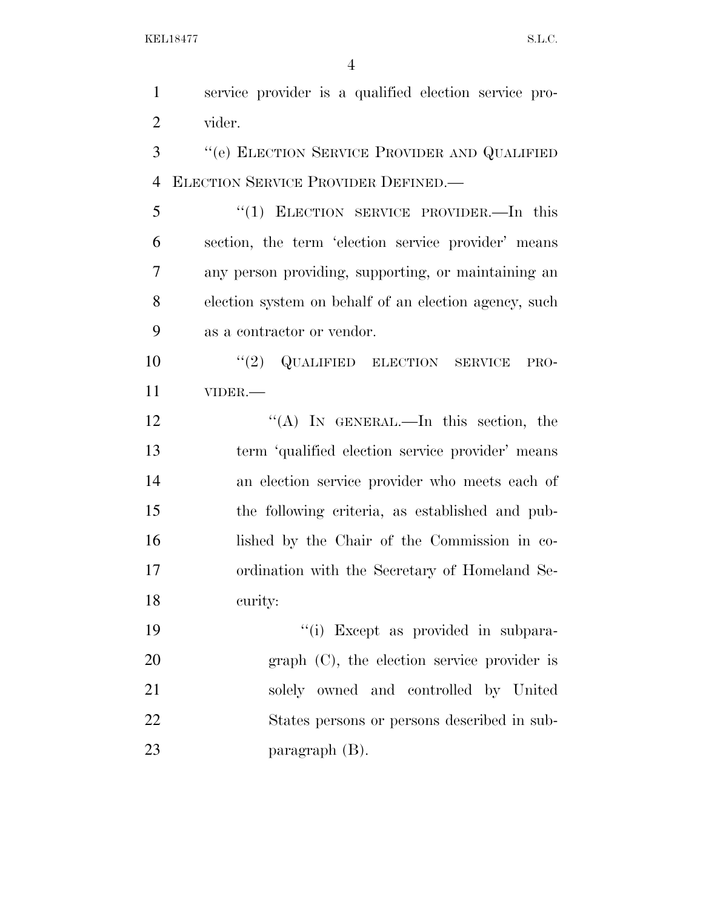service provider is a qualified election service provider.

''(e) ELECTION SERVICE PROVIDER AND QUALIFIED ELECTION SERVICE PROVIDER DEFINED.—

''(1) ELECTION SERVICE PROVIDER.—In this section, the term 'election service provider' means any person providing, supporting, or maintaining an election system on behalf of an election agency, such as a contractor or vendor.

''(2) QUALIFIED ELECTION SERVICE PROVIDER.—

''(A) IN GENERAL.—In this section, the term 'qualified election service provider' means an election service provider who meets each of the following criteria, as established and published by the Chair of the Commission in coordination with the Secretary of Homeland Security:

''(i) Except as provided in subparagraph (C), the election service provider is solely owned and controlled by United States persons or persons described in subparagraph (B).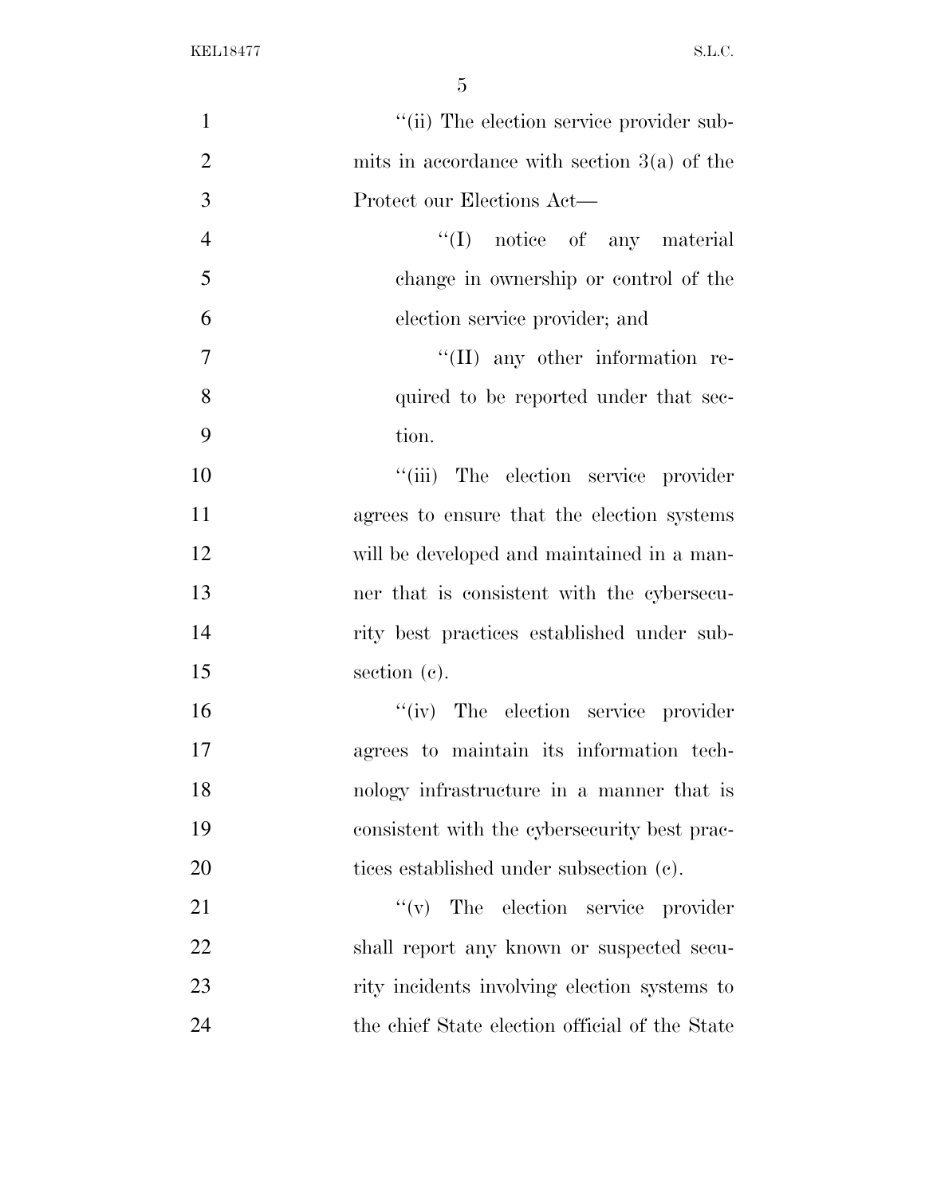''(ii) The election service provider submits in accordance with section 3(a) of the Protect our Elections Act—

''(I) notice of any material change in ownership or control of the election service provider; and

''(II) any other information required to be reported under that section.

''(iii) The election service provider agrees to ensure that the election systems will be developed and maintained in a manner that is consistent with the cybersecurity best practices established under subsection (c).

''(iv) The election service provider agrees to maintain its information technology infrastructure in a manner that is consistent with the cybersecurity best practices established under subsection (c).

''(v) The election service provider shall report any known or suspected security incidents involving election systems to the chief State election official of the State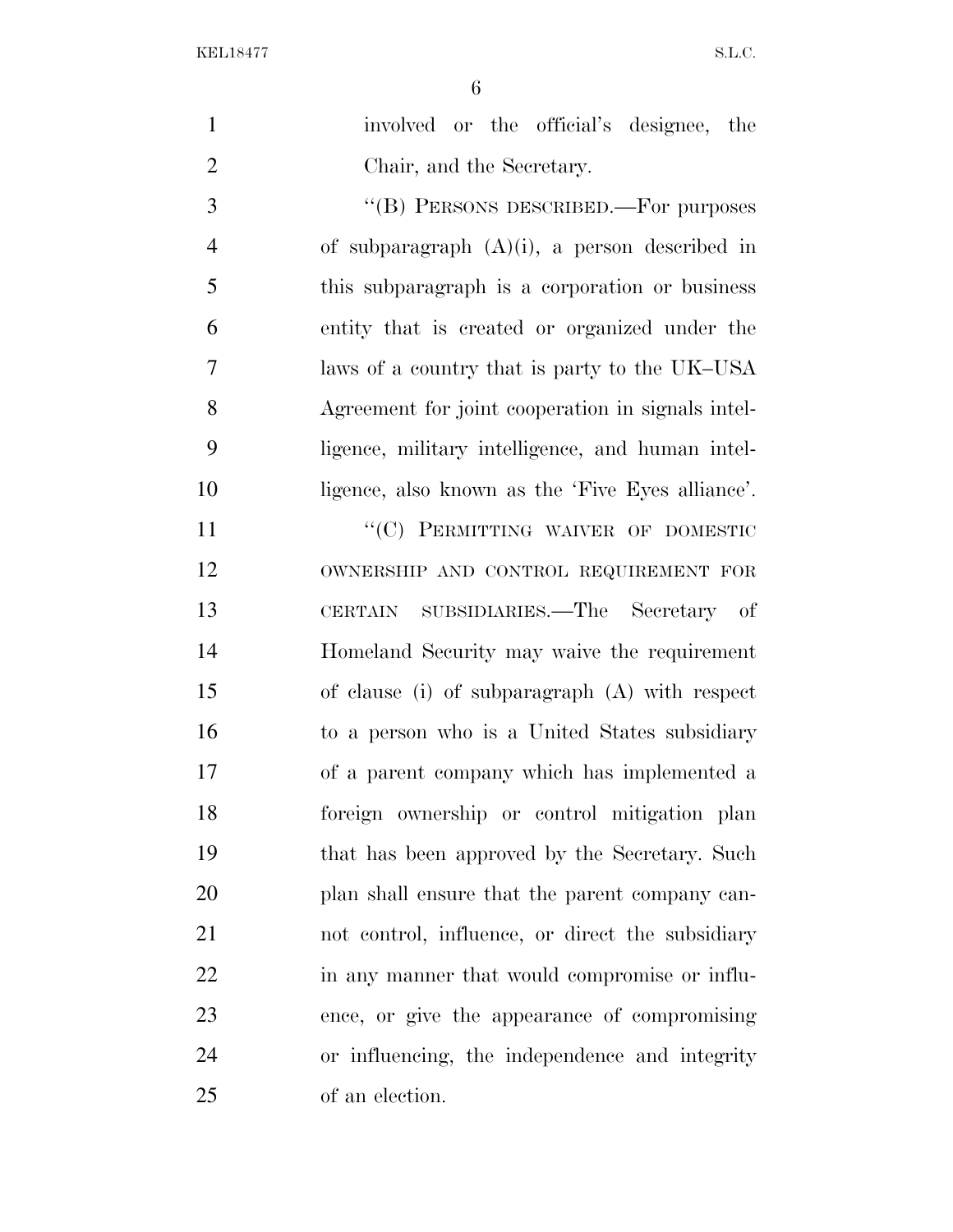involved or the official's designee, the Chair, and the Secretary.

''(B) PERSONS DESCRIBED.—For purposes of subparagraph (A)(i), a person described in this subparagraph is a corporation or business entity that is created or organized under the laws of a country that is party to the UK–USA Agreement for joint cooperation in signals intelligence, military intelligence, and human intelligence, also known as the 'Five Eyes alliance'.

''(C) PERMITTING WAIVER OF DOMESTIC OWNERSHIP AND CONTROL REQUIREMENT FOR CERTAIN SUBSIDIARIES.—The Secretary of Homeland Security may waive the requirement of clause (i) of subparagraph (A) with respect to a person who is a United States subsidiary of a parent company which has implemented a foreign ownership or control mitigation plan that has been approved by the Secretary. Such plan shall ensure that the parent company cannot control, influence, or direct the subsidiary in any manner that would compromise or influence, or give the appearance of compromising or influencing, the independence and integrity of an election.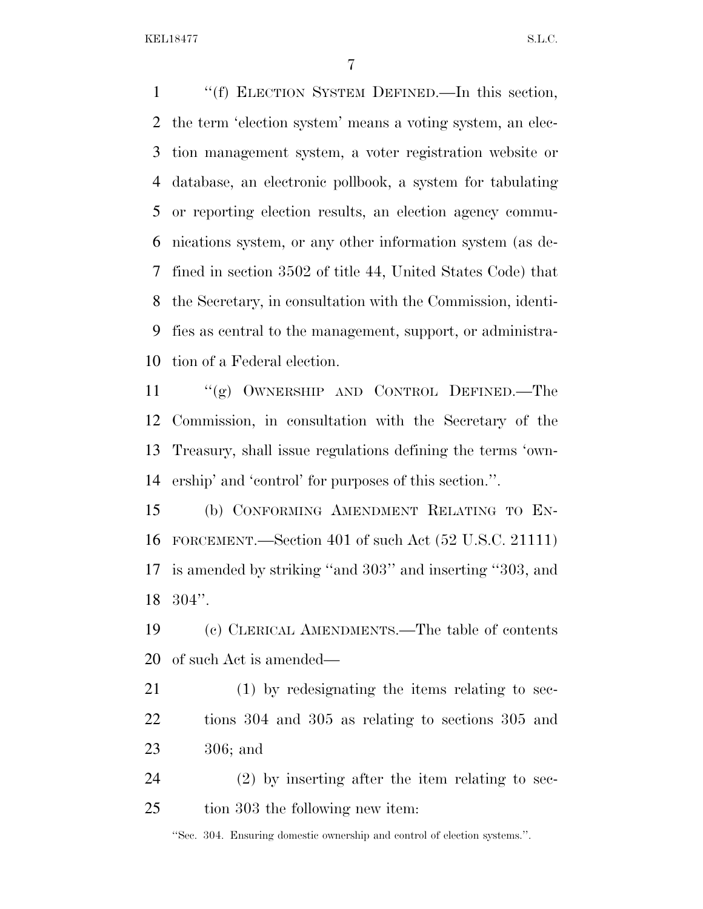"(f) ELECTION SYSTEM DEFINED.—In this section, the term 'election system' means a voting system, an election management system, a voter registration website or database, an electronic pollbook, a system for tabulating or reporting election results, an election agency communications system, or any other information system (as defined in section 3502 of title 44, United States Code) that the Secretary, in consultation with the Commission, identifies as central to the management, support, or administration of a Federal election.

"(g) OWNERSHIP AND CONTROL DEFINED.—The Commission, in consultation with the Secretary of the Treasury, shall issue regulations defining the terms 'ownership' and 'control' for purposes of this section.".

(b) CONFORMING AMENDMENT RELATING TO ENFORCEMENT.—Section 401 of such Act (52 U.S.C. 21111) is amended by striking "and 303" and inserting "303, and 304".

(c) CLERICAL AMENDMENTS.—The table of contents of such Act is amended—

(1) by redesignating the items relating to sections 304 and 305 as relating to sections 305 and 306; and

(2) by inserting after the item relating to section 303 the following new item:

"Sec. 304. Ensuring domestic ownership and control of election systems.".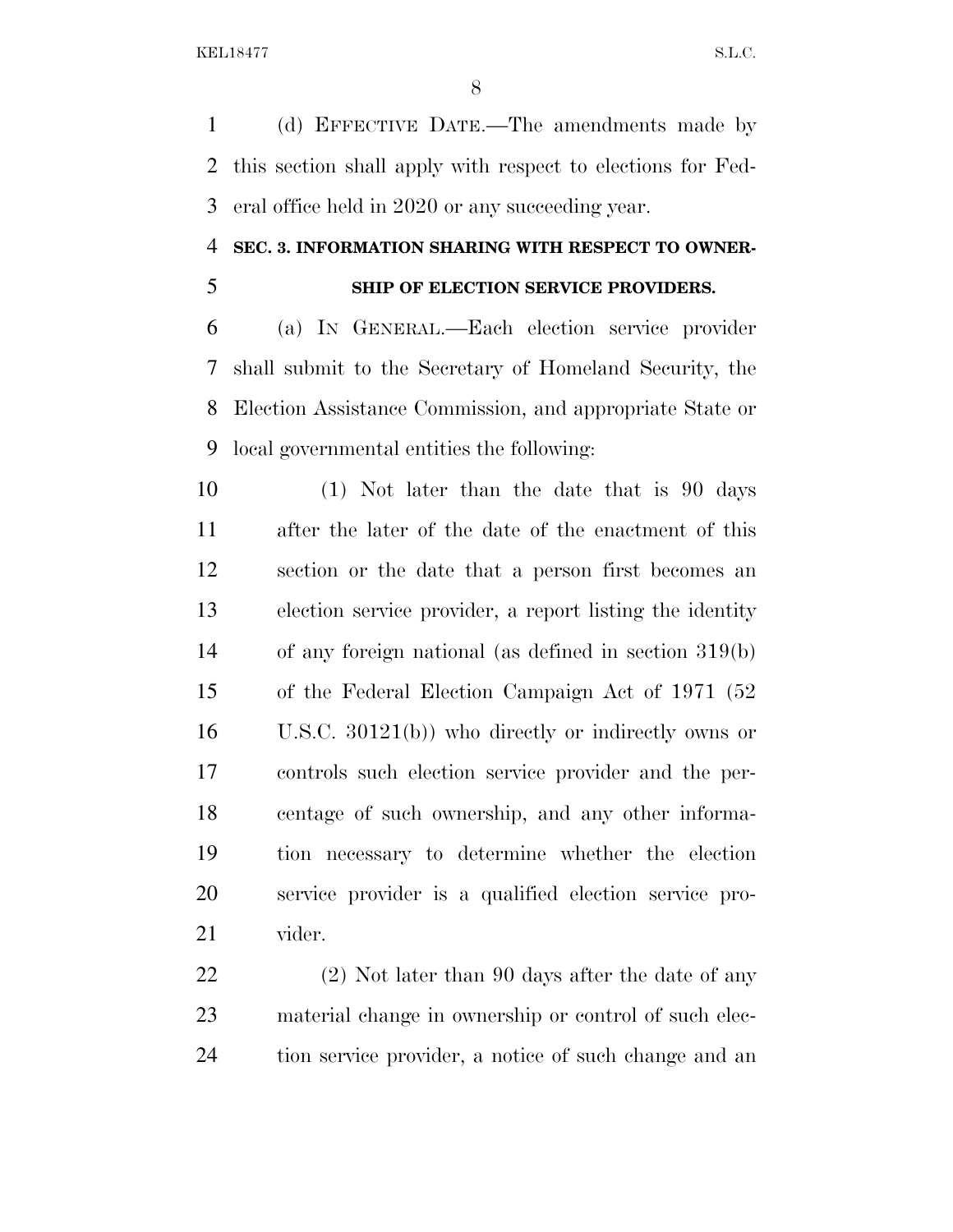(d) EFFECTIVE DATE.—The amendments made by this section shall apply with respect to elections for Federal office held in 2020 or any succeeding year.

**SEC. 3. INFORMATION SHARING WITH RESPECT TO OWNERSHIP OF ELECTION SERVICE PROVIDERS.**

(a) IN GENERAL.—Each election service provider shall submit to the Secretary of Homeland Security, the Election Assistance Commission, and appropriate State or local governmental entities the following:

(1) Not later than the date that is 90 days after the later of the date of the enactment of this section or the date that a person first becomes an election service provider, a report listing the identity of any foreign national (as defined in section 319(b) of the Federal Election Campaign Act of 1971 (52 U.S.C. 30121(b)) who directly or indirectly owns or controls such election service provider and the percentage of such ownership, and any other information necessary to determine whether the election service provider is a qualified election service provider.

(2) Not later than 90 days after the date of any material change in ownership or control of such election service provider, a notice of such change and an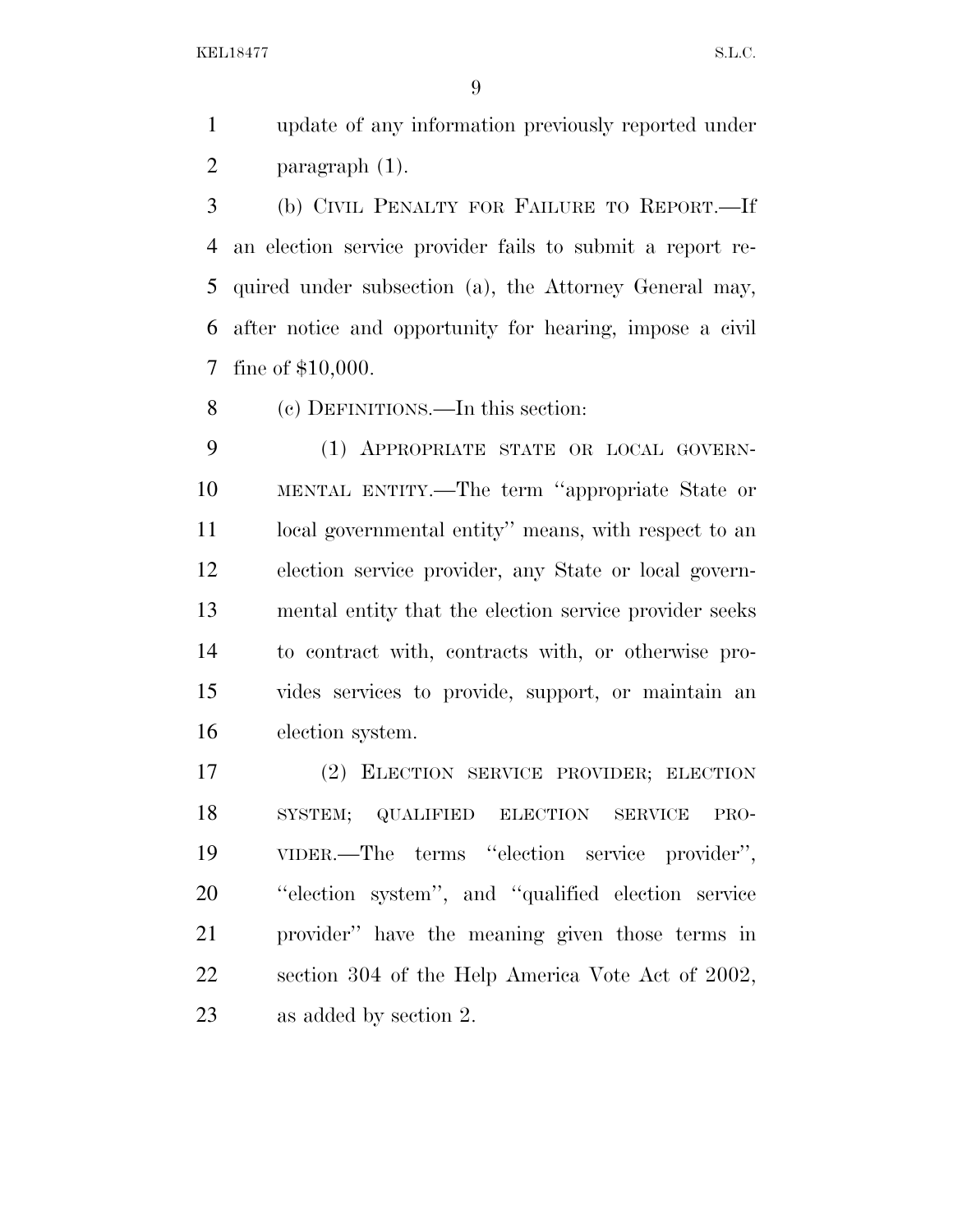update of any information previously reported under paragraph (1).

(b) CIVIL PENALTY FOR FAILURE TO REPORT.—If an election service provider fails to submit a report required under subsection (a), the Attorney General may, after notice and opportunity for hearing, impose a civil fine of $10,000.

(c) DEFINITIONS.—In this section:

(1) APPROPRIATE STATE OR LOCAL GOVERNMENTAL ENTITY.—The term ''appropriate State or local governmental entity'' means, with respect to an election service provider, any State or local governmental entity that the election service provider seeks to contract with, contracts with, or otherwise provides services to provide, support, or maintain an election system.

(2) ELECTION SERVICE PROVIDER; ELECTION SYSTEM; QUALIFIED ELECTION SERVICE PROVIDER.—The terms ''election service provider'', ''election system'', and ''qualified election service provider'' have the meaning given those terms in section 304 of the Help America Vote Act of 2002, as added by section 2.